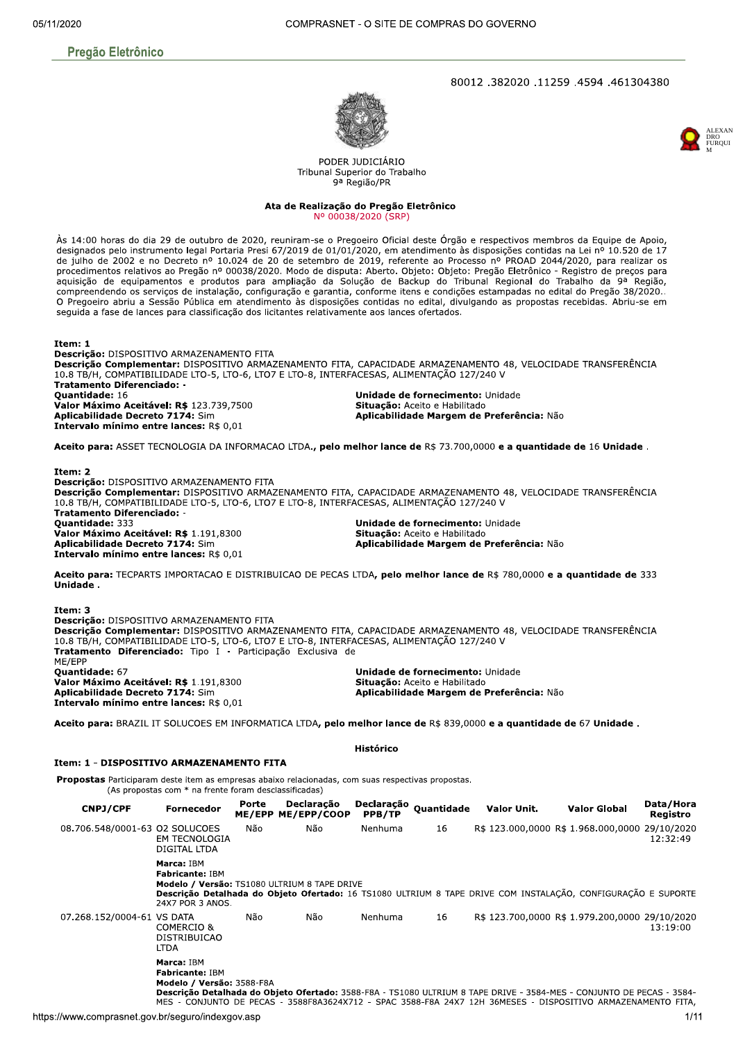## Pregão Eletrônico

80012 .382020 .11259 .4594 .461304380

PODER JUDICIÁRIO
Tribunal Superior do Trabalho
9ª Região/PR

### Ata de Realização do Pregão Eletrônico
Nº 00038/2020 (SRP)

Às 14:00 horas do dia 29 de outubro de 2020, reuniram-se o Pregoeiro Oficial deste Órgão e respectivos membros da Equipe de Apoio, designados pelo instrumento legal Portaria Presi 67/2019 de 01/01/2020, em atendimento às disposições contidas na Lei nº 10.520 de 17 de julho de 2002 e no Decreto nº 10.024 de 20 de setembro de 2019, referente ao Processo nº PROAD 2044/2020, para realizar os procedimentos relativos ao Pregão nº 00038/2020. Modo de disputa: Aberto. Objeto: Objeto: Pregão Eletrônico - Registro de preços para aquisição de equipamentos e produtos para ampliação da Solução de Backup do Tribunal Regional do Trabalho da 9ª Região, compreendendo os serviços de instalação, configuração e garantia, conforme itens e condições estampadas no edital do Pregão 38/2020.. O Pregoeiro abriu a Sessão Pública em atendimento às disposições contidas no edital, divulgando as propostas recebidas. Abriu-se em seguida a fase de lances para classificação dos licitantes relativamente aos lances ofertados.

**Item: 1**
**Descrição:** DISPOSITIVO ARMAZENAMENTO FITA
**Descrição Complementar:** DISPOSITIVO ARMAZENAMENTO FITA, CAPACIDADE ARMAZENAMENTO 48, VELOCIDADE TRANSFERÊNCIA 10.8 TB/H, COMPATIBILIDADE LTO-5, LTO-6, LTO7 E LTO-8, INTERFACESAS, ALIMENTAÇÃO 127/240 V
**Tratamento Diferenciado:** -
**Quantidade:** 16
**Unidade de fornecimento:** Unidade
**Valor Máximo Aceitável: R$** 123.739,7500
**Situação:** Aceito e Habilitado
**Aplicabilidade Decreto 7174:** Sim
**Aplicabilidade Margem de Preferência:** Não
**Intervalo mínimo entre lances:** R$ 0,01

**Aceito para:** ASSET TECNOLOGIA DA INFORMACAO LTDA.**, pelo melhor lance de** R$ 73.700,0000 **e a quantidade de** 16 **Unidade** .

**Item: 2**
**Descrição:** DISPOSITIVO ARMAZENAMENTO FITA
**Descrição Complementar:** DISPOSITIVO ARMAZENAMENTO FITA, CAPACIDADE ARMAZENAMENTO 48, VELOCIDADE TRANSFERÊNCIA 10.8 TB/H, COMPATIBILIDADE LTO-5, LTO-6, LTO7 E LTO-8, INTERFACESAS, ALIMENTAÇÃO 127/240 V
**Tratamento Diferenciado:** -
**Quantidade:** 333
**Unidade de fornecimento:** Unidade
**Valor Máximo Aceitável: R$** 1.191,8300
**Situação:** Aceito e Habilitado
**Aplicabilidade Decreto 7174:** Sim
**Aplicabilidade Margem de Preferência:** Não
**Intervalo mínimo entre lances:** R$ 0,01

**Aceito para:** TECPARTS IMPORTACAO E DISTRIBUICAO DE PECAS LTDA**, pelo melhor lance de** R$ 780,0000 **e a quantidade de** 333 **Unidade** .

**Item: 3**
**Descrição:** DISPOSITIVO ARMAZENAMENTO FITA
**Descrição Complementar:** DISPOSITIVO ARMAZENAMENTO FITA, CAPACIDADE ARMAZENAMENTO 48, VELOCIDADE TRANSFERÊNCIA 10.8 TB/H, COMPATIBILIDADE LTO-5, LTO-6, LTO7 E LTO-8, INTERFACESAS, ALIMENTAÇÃO 127/240 V
**Tratamento Diferenciado:** Tipo I - Participação Exclusiva de ME/EPP
**Quantidade:** 67
**Unidade de fornecimento:** Unidade
**Valor Máximo Aceitável: R$** 1.191,8300
**Situação:** Aceito e Habilitado
**Aplicabilidade Decreto 7174:** Sim
**Aplicabilidade Margem de Preferência:** Não
**Intervalo mínimo entre lances:** R$ 0,01

**Aceito para:** BRAZIL IT SOLUCOES EM INFORMATICA LTDA**, pelo melhor lance de** R$ 839,0000 **e a quantidade de** 67 **Unidade** .

**Histórico**

**Item: 1 - DISPOSITIVO ARMAZENAMENTO FITA**

**Propostas** Participaram deste item as empresas abaixo relacionadas, com suas respectivas propostas.
(As propostas com * na frente foram desclassificadas)

| CNPJ/CPF | Fornecedor | Porte ME/EPP | Declaração ME/EPP/COOP | Declaração PPB/TP | Quantidade | Valor Unit. | Valor Global | Data/Hora Registro |
|---|---|---|---|---|---|---|---|---|
| 08.706.548/0001-63 | O2 SOLUCOES EM TECNOLOGIA DIGITAL LTDA | Não | Não | Nenhuma | 16 | R$ 123.000,0000 | R$ 1.968.000,0000 | 29/10/2020 12:32:49 |
| | **Marca:** IBM **Fabricante:** IBM **Modelo / Versão:** TS1080 ULTRIUM 8 TAPE DRIVE **Descrição Detalhada do Objeto Ofertado:** 16 TS1080 ULTRIUM 8 TAPE DRIVE COM INSTALAÇÃO, CONFIGURAÇÃO E SUPORTE 24X7 POR 3 ANOS. | | | | | | | |
| 07.268.152/0004-61 | VS DATA COMERCIO & DISTRIBUICAO LTDA | Não | Não | Nenhuma | 16 | R$ 123.700,0000 | R$ 1.979.200,0000 | 29/10/2020 13:19:00 |
| | **Marca:** IBM **Fabricante:** IBM **Modelo / Versão:** 3588-F8A **Descrição Detalhada do Objeto Ofertado:** 3588-F8A - TS1080 ULTRIUM 8 TAPE DRIVE - 3584-MES - CONJUNTO DE PECAS - 3584-MES - CONJUNTO DE PECAS - 3588F8A3624X712 - SPAC 3588-F8A 24X7 12H 36MESES - DISPOSITIVO ARMAZENAMENTO FITA, | | | | | | | |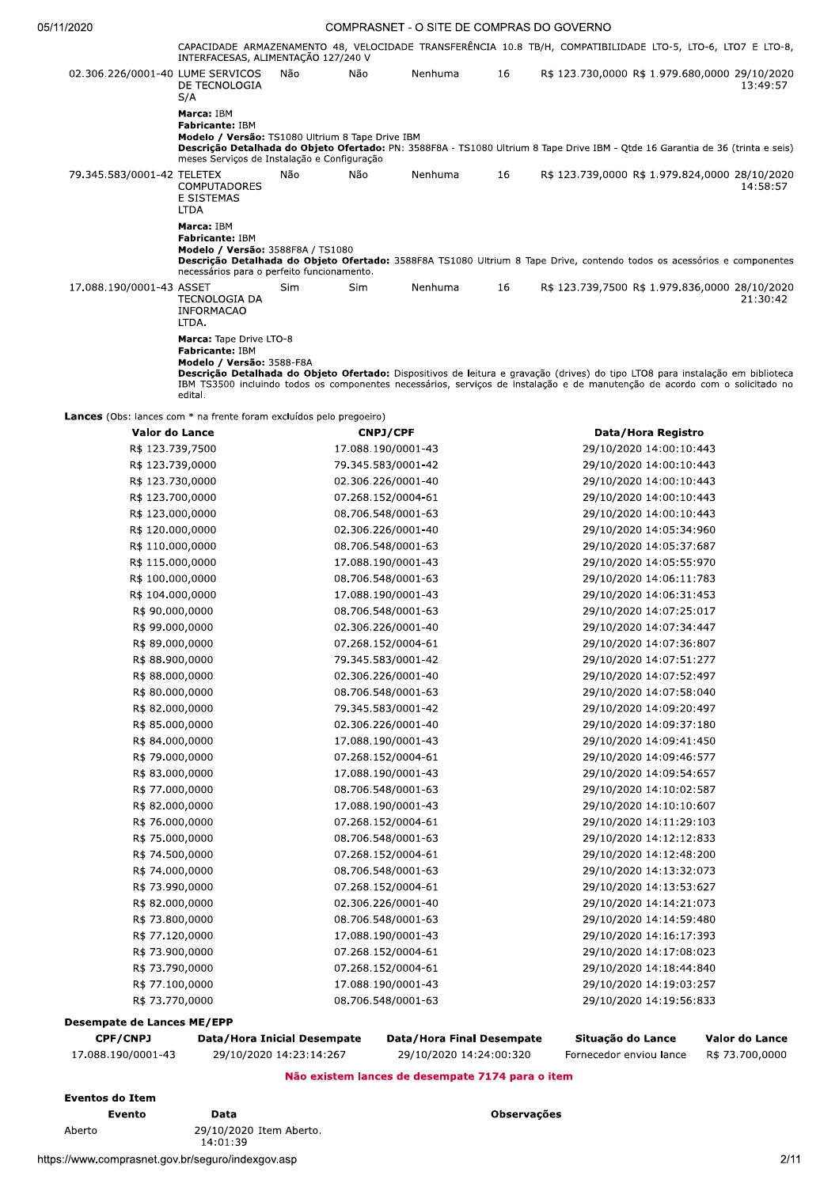CAPACIDADE ARMAZENAMENTO 48, VELOCIDADE TRANSFERÊNCIA 10.8 TB/H, COMPATIBILIDADE LTO-5, LTO-6, LTO7 E LTO-8, INTERFACESAS, ALIMENTAÇÃO 127/240 V

| | | | | | | | | |
|---|---|---|---|---|---|---|---|---|
| 02.306.226/0001-40 | LUME SERVICOS DE TECNOLOGIA S/A | Não | Não | Nenhuma | 16 | R$ 123.730,0000 | R$ 1.979.680,0000 | 29/10/2020 13:49:57 |

**Marca:** IBM
**Fabricante:** IBM
**Modelo / Versão:** TS1080 Ultrium 8 Tape Drive IBM
**Descrição Detalhada do Objeto Ofertado:** PN: 3588F8A - TS1080 Ultrium 8 Tape Drive IBM - Qtde 16 Garantia de 36 (trinta e seis) meses Serviços de Instalação e Configuração

| | | | | | | | | |
|---|---|---|---|---|---|---|---|---|
| 79.345.583/0001-42 | TELETEX COMPUTADORES E SISTEMAS LTDA | Não | Não | Nenhuma | 16 | R$ 123.739,0000 | R$ 1.979.824,0000 | 28/10/2020 14:58:57 |

**Marca:** IBM
**Fabricante:** IBM
**Modelo / Versão:** 3588F8A / TS1080
**Descrição Detalhada do Objeto Ofertado:** 3588F8A TS1080 Ultrium 8 Tape Drive, contendo todos os acessórios e componentes necessários para o perfeito funcionamento.

| | | | | | | | | |
|---|---|---|---|---|---|---|---|---|
| 17.088.190/0001-43 | ASSET TECNOLOGIA DA INFORMACAO LTDA. | Sim | Sim | Nenhuma | 16 | R$ 123.739,7500 | R$ 1.979.836,0000 | 28/10/2020 21:30:42 |

**Marca:** Tape Drive LTO-8
**Fabricante:** IBM
**Modelo / Versão:** 3588-F8A
**Descrição Detalhada do Objeto Ofertado:** Dispositivos de leitura e gravação (drives) do tipo LTO8 para instalação em biblioteca IBM TS3500 incluindo todos os componentes necessários, serviços de instalação e de manutenção de acordo com o solicitado no edital.

**Lances** (Obs: lances com * na frente foram excluídos pelo pregoeiro)

| Valor do Lance | CNPJ/CPF | Data/Hora Registro |
|---|---|---|
| R$ 123.739,7500 | 17.088.190/0001-43 | 29/10/2020 14:00:10:443 |
| R$ 123.739,0000 | 79.345.583/0001-42 | 29/10/2020 14:00:10:443 |
| R$ 123.730,0000 | 02.306.226/0001-40 | 29/10/2020 14:00:10:443 |
| R$ 123.700,0000 | 07.268.152/0004-61 | 29/10/2020 14:00:10:443 |
| R$ 123.000,0000 | 08.706.548/0001-63 | 29/10/2020 14:00:10:443 |
| R$ 120.000,0000 | 02.306.226/0001-40 | 29/10/2020 14:05:34:960 |
| R$ 110.000,0000 | 08.706.548/0001-63 | 29/10/2020 14:05:37:687 |
| R$ 115.000,0000 | 17.088.190/0001-43 | 29/10/2020 14:05:55:970 |
| R$ 100.000,0000 | 08.706.548/0001-63 | 29/10/2020 14:06:11:783 |
| R$ 104.000,0000 | 17.088.190/0001-43 | 29/10/2020 14:06:31:453 |
| R$ 90.000,0000 | 08.706.548/0001-63 | 29/10/2020 14:07:25:017 |
| R$ 99.000,0000 | 02.306.226/0001-40 | 29/10/2020 14:07:34:447 |
| R$ 89.000,0000 | 07.268.152/0004-61 | 29/10/2020 14:07:36:807 |
| R$ 88.900,0000 | 79.345.583/0001-42 | 29/10/2020 14:07:51:277 |
| R$ 88.000,0000 | 02.306.226/0001-40 | 29/10/2020 14:07:52:497 |
| R$ 80.000,0000 | 08.706.548/0001-63 | 29/10/2020 14:07:58:040 |
| R$ 82.000,0000 | 79.345.583/0001-42 | 29/10/2020 14:09:20:497 |
| R$ 85.000,0000 | 02.306.226/0001-40 | 29/10/2020 14:09:37:180 |
| R$ 84.000,0000 | 17.088.190/0001-43 | 29/10/2020 14:09:41:450 |
| R$ 79.000,0000 | 07.268.152/0004-61 | 29/10/2020 14:09:46:577 |
| R$ 83.000,0000 | 17.088.190/0001-43 | 29/10/2020 14:09:54:657 |
| R$ 77.000,0000 | 08.706.548/0001-63 | 29/10/2020 14:10:02:587 |
| R$ 82.000,0000 | 17.088.190/0001-43 | 29/10/2020 14:10:10:607 |
| R$ 76.000,0000 | 07.268.152/0004-61 | 29/10/2020 14:11:29:103 |
| R$ 75.000,0000 | 08.706.548/0001-63 | 29/10/2020 14:12:12:833 |
| R$ 74.500,0000 | 07.268.152/0004-61 | 29/10/2020 14:12:48:200 |
| R$ 74.000,0000 | 08.706.548/0001-63 | 29/10/2020 14:13:32:073 |
| R$ 73.990,0000 | 07.268.152/0004-61 | 29/10/2020 14:13:53:627 |
| R$ 82.000,0000 | 02.306.226/0001-40 | 29/10/2020 14:14:21:073 |
| R$ 73.800,0000 | 08.706.548/0001-63 | 29/10/2020 14:14:59:480 |
| R$ 77.120,0000 | 17.088.190/0001-43 | 29/10/2020 14:16:17:393 |
| R$ 73.900,0000 | 07.268.152/0004-61 | 29/10/2020 14:17:08:023 |
| R$ 73.790,0000 | 07.268.152/0004-61 | 29/10/2020 14:18:44:840 |
| R$ 77.100,0000 | 17.088.190/0001-43 | 29/10/2020 14:19:03:257 |
| R$ 73.770,0000 | 08.706.548/0001-63 | 29/10/2020 14:19:56:833 |

**Desempate de Lances ME/EPP**

| CPF/CNPJ | Data/Hora Inicial Desempate | Data/Hora Final Desempate | Situação do Lance | Valor do Lance |
|---|---|---|---|---|
| 17.088.190/0001-43 | 29/10/2020 14:23:14:267 | 29/10/2020 14:24:00:320 | Fornecedor enviou lance | R$ 73.700,0000 |

**Não existem lances de desempate 7174 para o item**

**Eventos do Item**

| Evento | Data | Observações |
|---|---|---|
| Aberto | 29/10/2020 14:01:39 | Item Aberto. |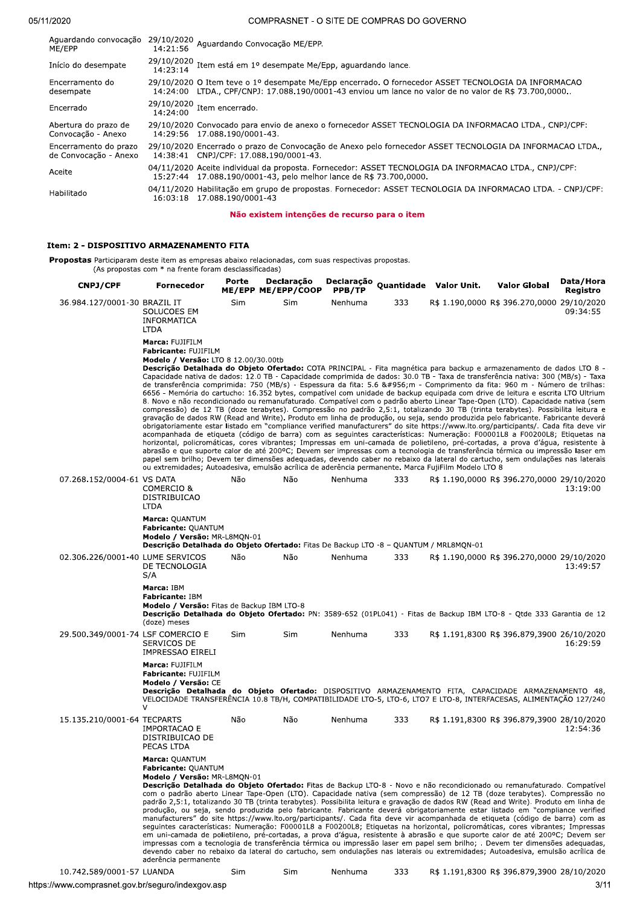| | | |
|---|---|---|
| Aguardando convocação ME/EPP | 29/10/2020 14:21:56 | Aguardando Convocação ME/EPP. |
| Início do desempate | 29/10/2020 14:23:14 | Item está em 1º desempate Me/Epp, aguardando lance. |
| Encerramento do desempate | 29/10/2020 14:24:00 | O Item teve o 1º desempate Me/Epp encerrado. O fornecedor ASSET TECNOLOGIA DA INFORMACAO LTDA., CPF/CNPJ: 17.088.190/0001-43 enviou um lance no valor de no valor de R$ 73.700,0000.. |
| Encerrado | 29/10/2020 14:24:00 | Item encerrado. |
| Abertura do prazo de Convocação - Anexo | 29/10/2020 14:29:56 | Convocado para envio de anexo o fornecedor ASSET TECNOLOGIA DA INFORMACAO LTDA., CNPJ/CPF: 17.088.190/0001-43. |
| Encerramento do prazo de Convocação - Anexo | 29/10/2020 14:38:41 | Encerrado o prazo de Convocação de Anexo pelo fornecedor ASSET TECNOLOGIA DA INFORMACAO LTDA., CNPJ/CPF: 17.088.190/0001-43. |
| Aceite | 04/11/2020 15:27:44 | Aceite individual da proposta. Fornecedor: ASSET TECNOLOGIA DA INFORMACAO LTDA., CNPJ/CPF: 17.088.190/0001-43, pelo melhor lance de R$ 73.700,0000. |
| Habilitado | 04/11/2020 16:03:18 | Habilitação em grupo de propostas. Fornecedor: ASSET TECNOLOGIA DA INFORMACAO LTDA. - CNPJ/CPF: 17.088.190/0001-43 |

**Não existem intenções de recurso para o item**

### Item: 2 - DISPOSITIVO ARMAZENAMENTO FITA

**Propostas** Participaram deste item as empresas abaixo relacionadas, com suas respectivas propostas.
(As propostas com * na frente foram desclassificadas)

| CNPJ/CPF | Fornecedor | Porte ME/EPP | Declaração ME/EPP/COOP | Declaração PPB/TP | Quantidade | Valor Unit. | Valor Global | Data/Hora Registro |
|---|---|---|---|---|---|---|---|---|
| 36.984.127/0001-30 | BRAZIL IT SOLUCOES EM INFORMATICA LTDA | Sim | Sim | Nenhuma | 333 | R$ 1.190,0000 | R$ 396.270,0000 | 29/10/2020 09:34:55 |

**Marca:** FUJIFILM
**Fabricante:** FUJIFILM
**Modelo / Versão:** LTO 8 12.00/30.00tb
**Descrição Detalhada do Objeto Ofertado:** COTA PRINCIPAL - Fita magnética para backup e armazenamento de dados LTO 8 - Capacidade nativa de dados: 12.0 TB - Capacidade comprimida de dados: 30.0 TB - Taxa de transferência nativa: 300 (MB/s) - Taxa de transferência comprimida: 750 (MB/s) - Espessura da fita: 5.6 &#956;m - Comprimento da fita: 960 m - Número de trilhas: 6656 - Memória do cartucho: 16.352 bytes, compatível com unidade de backup equipada com drive de leitura e escrita LTO Ultrium 8. Novo e não recondicionado ou remanufaturado. Compatível com o padrão aberto Linear Tape-Open (LTO). Capacidade nativa (sem compressão) de 12 TB (doze terabytes). Compressão no padrão 2,5:1, totalizando 30 TB (trinta terabytes). Possibilita leitura e gravação de dados RW (Read and Write). Produto em linha de produção, ou seja, sendo produzida pelo fabricante. Fabricante deverá obrigatoriamente estar listado em "compliance verified manufacturers" do site https://www.lto.org/participants/. Cada fita deve vir acompanhada de etiqueta (código de barra) com as seguintes características: Numeração: F00001L8 a F00200L8; Etiquetas na horizontal, policromáticas, cores vibrantes; Impressas em uni-camada de polietileno, pré-cortadas, a prova d'água, resistente à abrasão e que suporte calor de até 200ºC; Devem ser impressas com a tecnologia de transferência térmica ou impressão laser em papel sem brilho; Devem ter dimensões adequadas, devendo caber no rebaixo da lateral do cartucho, sem ondulações nas laterais ou extremidades; Autoadesiva, emulsão acrílica de aderência permanente. Marca FujiFilm Modelo LTO 8

| CNPJ/CPF | Fornecedor | Porte ME/EPP | Declaração ME/EPP/COOP | Declaração PPB/TP | Quantidade | Valor Unit. | Valor Global | Data/Hora Registro |
|---|---|---|---|---|---|---|---|---|
| 07.268.152/0004-61 | VS DATA COMERCIO & DISTRIBUICAO LTDA | Não | Não | Nenhuma | 333 | R$ 1.190,0000 | R$ 396.270,0000 | 29/10/2020 13:19:00 |

**Marca:** QUANTUM
**Fabricante:** QUANTUM
**Modelo / Versão:** MR-L8MQN-01
**Descrição Detalhada do Objeto Ofertado:** Fitas De Backup LTO -8 – QUANTUM / MRL8MQN-01

| CNPJ/CPF | Fornecedor | Porte ME/EPP | Declaração ME/EPP/COOP | Declaração PPB/TP | Quantidade | Valor Unit. | Valor Global | Data/Hora Registro |
|---|---|---|---|---|---|---|---|---|
| 02.306.226/0001-40 | LUME SERVICOS DE TECNOLOGIA S/A | Não | Não | Nenhuma | 333 | R$ 1.190,0000 | R$ 396.270,0000 | 29/10/2020 13:49:57 |

**Marca:** IBM
**Fabricante:** IBM
**Modelo / Versão:** Fitas de Backup IBM LTO-8
**Descrição Detalhada do Objeto Ofertado:** PN: 3589-652 (01PL041) - Fitas de Backup IBM LTO-8 - Qtde 333 Garantia de 12 (doze) meses

| CNPJ/CPF | Fornecedor | Porte ME/EPP | Declaração ME/EPP/COOP | Declaração PPB/TP | Quantidade | Valor Unit. | Valor Global | Data/Hora Registro |
|---|---|---|---|---|---|---|---|---|
| 29.500.349/0001-74 | LSF COMERCIO E SERVICOS DE IMPRESSAO EIRELI | Sim | Sim | Nenhuma | 333 | R$ 1.191,8300 | R$ 396.879,3900 | 26/10/2020 16:29:59 |

**Marca:** FUJIFILM
**Fabricante:** FUJIFILM
**Modelo / Versão:** CE
**Descrição Detalhada do Objeto Ofertado:** DISPOSITIVO ARMAZENAMENTO FITA, CAPACIDADE ARMAZENAMENTO 48, VELOCIDADE TRANSFERÊNCIA 10.8 TB/H, COMPATIBILIDADE LTO-5, LTO-6, LTO7 E LTO-8, INTERFACESAS, ALIMENTAÇÃO 127/240 V

| CNPJ/CPF | Fornecedor | Porte ME/EPP | Declaração ME/EPP/COOP | Declaração PPB/TP | Quantidade | Valor Unit. | Valor Global | Data/Hora Registro |
|---|---|---|---|---|---|---|---|---|
| 15.135.210/0001-64 | TECPARTS IMPORTACAO E DISTRIBUICAO DE PECAS LTDA | Não | Não | Nenhuma | 333 | R$ 1.191,8300 | R$ 396.879,3900 | 28/10/2020 12:54:36 |

**Marca:** QUANTUM
**Fabricante:** QUANTUM
**Modelo / Versão:** MR-L8MQN-01
**Descrição Detalhada do Objeto Ofertado:** Fitas de Backup LTO-8 - Novo e não recondicionado ou remanufaturado. Compatível com o padrão aberto Linear Tape-Open (LTO). Capacidade nativa (sem compressão) de 12 TB (doze terabytes). Compressão no padrão 2,5:1, totalizando 30 TB (trinta terabytes). Possibilita leitura e gravação de dados RW (Read and Write). Produto em linha de produção, ou seja, sendo produzida pelo fabricante. Fabricante deverá obrigatoriamente estar listado em "compliance verified manufacturers" do site https://www.lto.org/participants/. Cada fita deve vir acompanhada de etiqueta (código de barra) com as seguintes características: Numeração: F00001L8 a F00200L8; Etiquetas na horizontal, policromáticas, cores vibrantes; Impressas em uni-camada de polietileno, pré-cortadas, a prova d'água, resistente à abrasão e que suporte calor de até 200ºC; Devem ser impressas com a tecnologia de transferência térmica ou impressão laser em papel sem brilho; . Devem ter dimensões adequadas, devendo caber no rebaixo da lateral do cartucho, sem ondulações nas laterais ou extremidades; Autoadesiva, emulsão acrílica de aderência permanente

| CNPJ/CPF | Fornecedor | Porte ME/EPP | Declaração ME/EPP/COOP | Declaração PPB/TP | Quantidade | Valor Unit. | Valor Global | Data/Hora Registro |
|---|---|---|---|---|---|---|---|---|
| 10.742.589/0001-57 | LUANDA | Sim | Sim | Nenhuma | 333 | R$ 1.191,8300 | R$ 396.879,3900 | 28/10/2020 |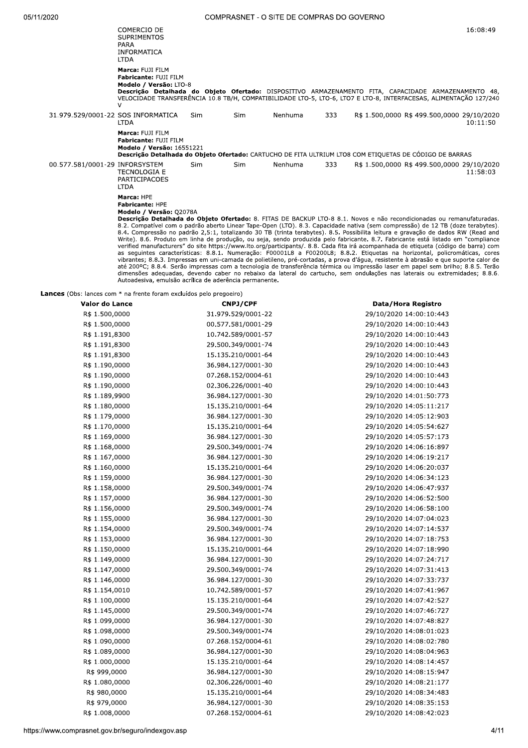| | | | | | | | | |
|---|---|---|---|---|---|---|---|---|
| | COMERCIO DE SUPRIMENTOS PARA INFORMATICA LTDA | | | | | | | 16:08:49 |

**Marca:** FUJI FILM
**Fabricante:** FUJI FILM
**Modelo / Versão:** LTO-8
**Descrição Detalhada do Objeto Ofertado:** DISPOSITIVO ARMAZENAMENTO FITA, CAPACIDADE ARMAZENAMENTO 48, VELOCIDADE TRANSFERÊNCIA 10.8 TB/H, COMPATIBILIDADE LTO-5, LTO-6, LTO7 E LTO-8, INTERFACESAS, ALIMENTAÇÃO 127/240 V

| | | | | | | | | |
|---|---|---|---|---|---|---|---|---|
| 31.979.529/0001-22 | SOS INFORMATICA LTDA | Sim | Sim | Nenhuma | 333 | R$ 1.500,0000 | R$ 499.500,0000 | 29/10/2020 10:11:50 |

**Marca:** FUJI FILM
**Fabricante:** FUJI FILM
**Modelo / Versão:** 16551221
**Descrição Detalhada do Objeto Ofertado:** CARTUCHO DE FITA ULTRIUM LTO8 COM ETIQUETAS DE CÓDIGO DE BARRAS

| | | | | | | | | |
|---|---|---|---|---|---|---|---|---|
| 00.577.581/0001-29 | INFORSYSTEM TECNOLOGIA E PARTICIPACOES LTDA | Sim | Sim | Nenhuma | 333 | R$ 1.500,0000 | R$ 499.500,0000 | 29/10/2020 11:58:03 |

**Marca:** HPE
**Fabricante:** HPE
**Modelo / Versão:** Q2078A
**Descrição Detalhada do Objeto Ofertado:** 8. FITAS DE BACKUP LTO-8 8.1. Novos e não recondicionadas ou remanufaturadas. 8.2. Compatível com o padrão aberto Linear Tape-Open (LTO). 8.3. Capacidade nativa (sem compressão) de 12 TB (doze terabytes). 8.4. Compressão no padrão 2,5:1, totalizando 30 TB (trinta terabytes). 8.5. Possibilita leitura e gravação de dados RW (Read and Write). 8.6. Produto em linha de produção, ou seja, sendo produzida pelo fabricante. 8.7. Fabricante está listado em "compliance verified manufacturers" do site https://www.lto.org/participants/. 8.8. Cada fita irá acompanhada de etiqueta (código de barra) com as seguintes características: 8.8.1. Numeração: F00001L8 a F00200L8; 8.8.2. Etiquetas na horizontal, policromáticas, cores vibrantes; 8.8.3. Impressas em uni-camada de polietileno, pré-cortadas, a prova d'água, resistente à abrasão e que suporte calor de até 200ºC; 8.8.4. Serão impressas com a tecnologia de transferência térmica ou impressão laser em papel sem brilho; 8.8.5. Terão dimensões adequadas, devendo caber no rebaixo da lateral do cartucho, sem ondulações nas laterais ou extremidades; 8.8.6. Autoadesiva, emulsão acrílica de aderência permanente.

**Lances** (Obs: lances com * na frente foram excluídos pelo pregoeiro)

| Valor do Lance | CNPJ/CPF | Data/Hora Registro |
|---|---|---|
| R$ 1.500,0000 | 31.979.529/0001-22 | 29/10/2020 14:00:10:443 |
| R$ 1.500,0000 | 00.577.581/0001-29 | 29/10/2020 14:00:10:443 |
| R$ 1.191,8300 | 10.742.589/0001-57 | 29/10/2020 14:00:10:443 |
| R$ 1.191,8300 | 29.500.349/0001-74 | 29/10/2020 14:00:10:443 |
| R$ 1.191,8300 | 15.135.210/0001-64 | 29/10/2020 14:00:10:443 |
| R$ 1.190,0000 | 36.984.127/0001-30 | 29/10/2020 14:00:10:443 |
| R$ 1.190,0000 | 07.268.152/0004-61 | 29/10/2020 14:00:10:443 |
| R$ 1.190,0000 | 02.306.226/0001-40 | 29/10/2020 14:00:10:443 |
| R$ 1.189,9900 | 36.984.127/0001-30 | 29/10/2020 14:01:50:773 |
| R$ 1.180,0000 | 15.135.210/0001-64 | 29/10/2020 14:05:11:217 |
| R$ 1.179,0000 | 36.984.127/0001-30 | 29/10/2020 14:05:12:903 |
| R$ 1.170,0000 | 15.135.210/0001-64 | 29/10/2020 14:05:54:627 |
| R$ 1.169,0000 | 36.984.127/0001-30 | 29/10/2020 14:05:57:173 |
| R$ 1.168,0000 | 29.500.349/0001-74 | 29/10/2020 14:06:16:897 |
| R$ 1.167,0000 | 36.984.127/0001-30 | 29/10/2020 14:06:19:217 |
| R$ 1.160,0000 | 15.135.210/0001-64 | 29/10/2020 14:06:20:037 |
| R$ 1.159,0000 | 36.984.127/0001-30 | 29/10/2020 14:06:34:123 |
| R$ 1.158,0000 | 29.500.349/0001-74 | 29/10/2020 14:06:47:937 |
| R$ 1.157,0000 | 36.984.127/0001-30 | 29/10/2020 14:06:52:500 |
| R$ 1.156,0000 | 29.500.349/0001-74 | 29/10/2020 14:06:58:100 |
| R$ 1.155,0000 | 36.984.127/0001-30 | 29/10/2020 14:07:04:023 |
| R$ 1.154,0000 | 29.500.349/0001-74 | 29/10/2020 14:07:14:537 |
| R$ 1.153,0000 | 36.984.127/0001-30 | 29/10/2020 14:07:18:753 |
| R$ 1.150,0000 | 15.135.210/0001-64 | 29/10/2020 14:07:18:990 |
| R$ 1.149,0000 | 36.984.127/0001-30 | 29/10/2020 14:07:24:717 |
| R$ 1.147,0000 | 29.500.349/0001-74 | 29/10/2020 14:07:31:413 |
| R$ 1.146,0000 | 36.984.127/0001-30 | 29/10/2020 14:07:33:737 |
| R$ 1.154,0010 | 10.742.589/0001-57 | 29/10/2020 14:07:41:967 |
| R$ 1.100,0000 | 15.135.210/0001-64 | 29/10/2020 14:07:42:527 |
| R$ 1.145,0000 | 29.500.349/0001-74 | 29/10/2020 14:07:46:727 |
| R$ 1.099,0000 | 36.984.127/0001-30 | 29/10/2020 14:07:48:827 |
| R$ 1.098,0000 | 29.500.349/0001-74 | 29/10/2020 14:08:01:023 |
| R$ 1.090,0000 | 07.268.152/0004-61 | 29/10/2020 14:08:02:780 |
| R$ 1.089,0000 | 36.984.127/0001-30 | 29/10/2020 14:08:04:963 |
| R$ 1.000,0000 | 15.135.210/0001-64 | 29/10/2020 14:08:14:457 |
| R$ 999,0000 | 36.984.127/0001-30 | 29/10/2020 14:08:15:947 |
| R$ 1.080,0000 | 02.306.226/0001-40 | 29/10/2020 14:08:21:177 |
| R$ 980,0000 | 15.135.210/0001-64 | 29/10/2020 14:08:34:483 |
| R$ 979,0000 | 36.984.127/0001-30 | 29/10/2020 14:08:35:153 |
| R$ 1.008,0000 | 07.268.152/0004-61 | 29/10/2020 14:08:42:023 |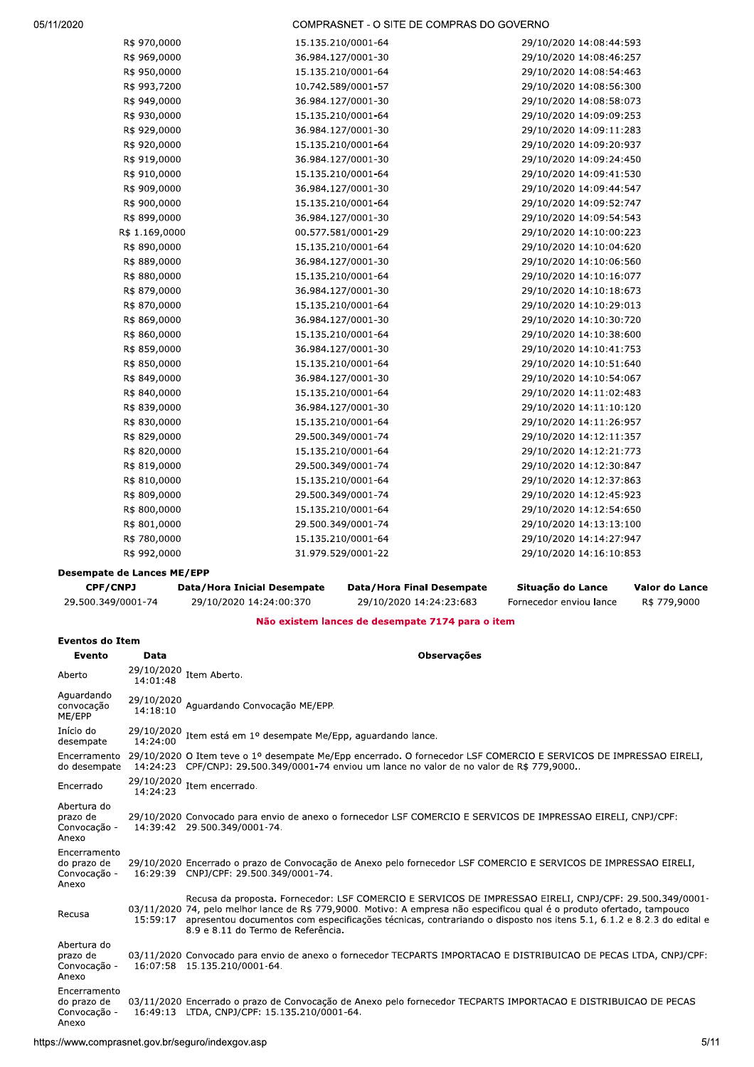| | | |
|---|---|---|
| R$ 970,0000 | 15.135.210/0001-64 | 29/10/2020 14:08:44:593 |
| R$ 969,0000 | 36.984.127/0001-30 | 29/10/2020 14:08:46:257 |
| R$ 950,0000 | 15.135.210/0001-64 | 29/10/2020 14:08:54:463 |
| R$ 993,7200 | 10.742.589/0001-57 | 29/10/2020 14:08:56:300 |
| R$ 949,0000 | 36.984.127/0001-30 | 29/10/2020 14:08:58:073 |
| R$ 930,0000 | 15.135.210/0001-64 | 29/10/2020 14:09:09:253 |
| R$ 929,0000 | 36.984.127/0001-30 | 29/10/2020 14:09:11:283 |
| R$ 920,0000 | 15.135.210/0001-64 | 29/10/2020 14:09:20:937 |
| R$ 919,0000 | 36.984.127/0001-30 | 29/10/2020 14:09:24:450 |
| R$ 910,0000 | 15.135.210/0001-64 | 29/10/2020 14:09:41:530 |
| R$ 909,0000 | 36.984.127/0001-30 | 29/10/2020 14:09:44:547 |
| R$ 900,0000 | 15.135.210/0001-64 | 29/10/2020 14:09:52:747 |
| R$ 899,0000 | 36.984.127/0001-30 | 29/10/2020 14:09:54:543 |
| R$ 1.169,0000 | 00.577.581/0001-29 | 29/10/2020 14:10:00:223 |
| R$ 890,0000 | 15.135.210/0001-64 | 29/10/2020 14:10:04:620 |
| R$ 889,0000 | 36.984.127/0001-30 | 29/10/2020 14:10:06:560 |
| R$ 880,0000 | 15.135.210/0001-64 | 29/10/2020 14:10:16:077 |
| R$ 879,0000 | 36.984.127/0001-30 | 29/10/2020 14:10:18:673 |
| R$ 870,0000 | 15.135.210/0001-64 | 29/10/2020 14:10:29:013 |
| R$ 869,0000 | 36.984.127/0001-30 | 29/10/2020 14:10:30:720 |
| R$ 860,0000 | 15.135.210/0001-64 | 29/10/2020 14:10:38:600 |
| R$ 859,0000 | 36.984.127/0001-30 | 29/10/2020 14:10:41:753 |
| R$ 850,0000 | 15.135.210/0001-64 | 29/10/2020 14:10:51:640 |
| R$ 849,0000 | 36.984.127/0001-30 | 29/10/2020 14:10:54:067 |
| R$ 840,0000 | 15.135.210/0001-64 | 29/10/2020 14:11:02:483 |
| R$ 839,0000 | 36.984.127/0001-30 | 29/10/2020 14:11:10:120 |
| R$ 830,0000 | 15.135.210/0001-64 | 29/10/2020 14:11:26:957 |
| R$ 829,0000 | 29.500.349/0001-74 | 29/10/2020 14:12:11:357 |
| R$ 820,0000 | 15.135.210/0001-64 | 29/10/2020 14:12:21:773 |
| R$ 819,0000 | 29.500.349/0001-74 | 29/10/2020 14:12:30:847 |
| R$ 810,0000 | 15.135.210/0001-64 | 29/10/2020 14:12:37:863 |
| R$ 809,0000 | 29.500.349/0001-74 | 29/10/2020 14:12:45:923 |
| R$ 800,0000 | 15.135.210/0001-64 | 29/10/2020 14:12:54:650 |
| R$ 801,0000 | 29.500.349/0001-74 | 29/10/2020 14:13:13:100 |
| R$ 780,0000 | 15.135.210/0001-64 | 29/10/2020 14:14:27:947 |
| R$ 992,0000 | 31.979.529/0001-22 | 29/10/2020 14:16:10:853 |

**Desempate de Lances ME/EPP**

| CPF/CNPJ | Data/Hora Inicial Desempate | Data/Hora Final Desempate | Situação do Lance | Valor do Lance |
|---|---|---|---|---|
| 29.500.349/0001-74 | 29/10/2020 14:24:00:370 | 29/10/2020 14:24:23:683 | Fornecedor enviou lance | R$ 779,9000 |

**Não existem lances de desempate 7174 para o item**

**Eventos do Item**

| Evento | Data | Observações |
|---|---|---|
| Aberto | 29/10/2020 14:01:48 | Item Aberto. |
| Aguardando convocação ME/EPP | 29/10/2020 14:18:10 | Aguardando Convocação ME/EPP. |
| Início do desempate | 29/10/2020 14:24:00 | Item está em 1º desempate Me/Epp, aguardando lance. |
| Encerramento do desempate | 29/10/2020 14:24:23 | O Item teve o 1º desempate Me/Epp encerrado. O fornecedor LSF COMERCIO E SERVICOS DE IMPRESSAO EIRELI, CPF/CNPJ: 29.500.349/0001-74 enviou um lance no valor de no valor de R$ 779,9000.. |
| Encerrado | 29/10/2020 14:24:23 | Item encerrado. |
| Abertura do prazo de Convocação - Anexo | 29/10/2020 14:39:42 | Convocado para envio de anexo o fornecedor LSF COMERCIO E SERVICOS DE IMPRESSAO EIRELI, CNPJ/CPF: 29.500.349/0001-74. |
| Encerramento do prazo de Convocação - Anexo | 29/10/2020 16:29:39 | Encerrado o prazo de Convocação de Anexo pelo fornecedor LSF COMERCIO E SERVICOS DE IMPRESSAO EIRELI, CNPJ/CPF: 29.500.349/0001-74. |
| Recusa | 03/11/2020 15:59:17 | Recusa da proposta. Fornecedor: LSF COMERCIO E SERVICOS DE IMPRESSAO EIRELI, CNPJ/CPF: 29.500.349/0001-74, pelo melhor lance de R$ 779,9000. Motivo: A empresa não especificou qual é o produto ofertado, tampouco apresentou documentos com especificações técnicas, contrariando o disposto nos itens 5.1, 6.1.2 e 8.2.3 do edital e 8.9 e 8.11 do Termo de Referência. |
| Abertura do prazo de Convocação - Anexo | 03/11/2020 16:07:58 | Convocado para envio de anexo o fornecedor TECPARTS IMPORTACAO E DISTRIBUICAO DE PECAS LTDA, CNPJ/CPF: 15.135.210/0001-64. |
| Encerramento do prazo de Convocação - Anexo | 03/11/2020 16:49:13 | Encerrado o prazo de Convocação de Anexo pelo fornecedor TECPARTS IMPORTACAO E DISTRIBUICAO DE PECAS LTDA, CNPJ/CPF: 15.135.210/0001-64. |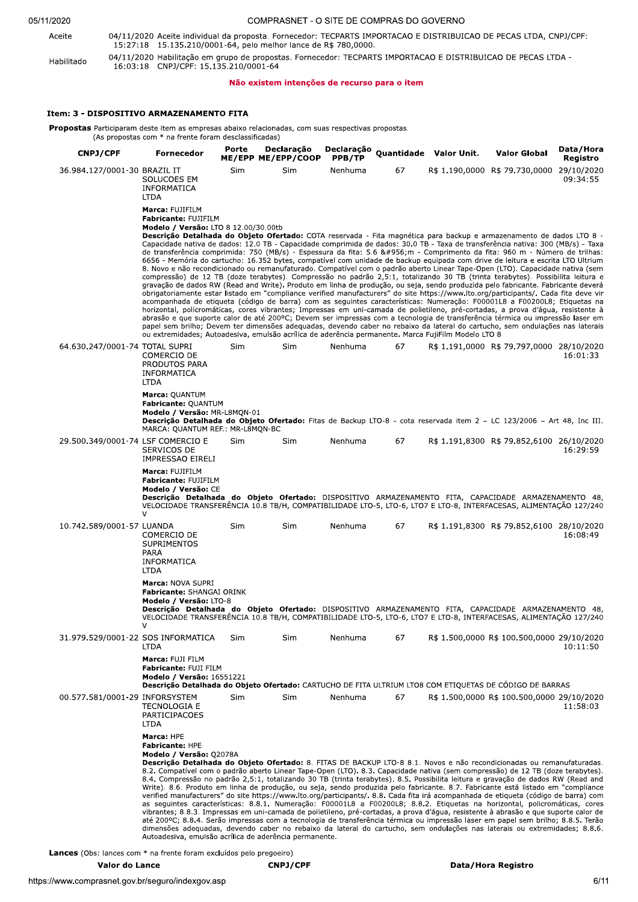| | | |
|---|---|---|
| Aceite | 04/11/2020 15:27:18 | Aceite individual da proposta. Fornecedor: TECPARTS IMPORTACAO E DISTRIBUICAO DE PECAS LTDA, CNPJ/CPF: 15.135.210/0001-64, pelo melhor lance de R$ 780,0000. |
| Habilitado | 04/11/2020 16:03:18 | Habilitação em grupo de propostas. Fornecedor: TECPARTS IMPORTACAO E DISTRIBUICAO DE PECAS LTDA - CNPJ/CPF: 15.135.210/0001-64 |

**Não existem intenções de recurso para o item**

### Item: 3 - DISPOSITIVO ARMAZENAMENTO FITA

**Propostas** Participaram deste item as empresas abaixo relacionadas, com suas respectivas propostas.
(As propostas com * na frente foram desclassificadas)

| CNPJ/CPF | Fornecedor | Porte ME/EPP | Declaração ME/EPP/COOP | Declaração PPB/TP | Quantidade | Valor Unit. | Valor Global | Data/Hora Registro |
|---|---|---|---|---|---|---|---|---|
| 36.984.127/0001-30 | BRAZIL IT SOLUCOES EM INFORMATICA LTDA | Sim | Sim | Nenhuma | 67 | R$ 1.190,0000 | R$ 79.730,0000 | 29/10/2020 09:34:55 |

**Marca:** FUJIFILM
**Fabricante:** FUJIFILM
**Modelo / Versão:** LTO 8 12.00/30.00tb
**Descrição Detalhada do Objeto Ofertado:** COTA reservada - Fita magnética para backup e armazenamento de dados LTO 8 - Capacidade nativa de dados: 12.0 TB - Capacidade comprimida de dados: 30.0 TB - Taxa de transferência nativa: 300 (MB/s) - Taxa de transferência comprimida: 750 (MB/s) - Espessura da fita: 5.6 &#956;m - Comprimento da fita: 960 m - Número de trilhas: 6656 - Memória do cartucho: 16.352 bytes, compatível com unidade de backup equipada com drive de leitura e escrita LTO Ultrium 8. Novo e não recondicionado ou remanufaturado. Compatível com o padrão aberto Linear Tape-Open (LTO). Capacidade nativa (sem compressão) de 12 TB (doze terabytes). Compressão no padrão 2,5:1, totalizando 30 TB (trinta terabytes). Possibilita leitura e gravação de dados RW (Read and Write). Produto em linha de produção, ou seja, sendo produzida pelo fabricante. Fabricante deverá obrigatoriamente estar listado em "compliance verified manufacturers" do site https://www.lto.org/participants/. Cada fita deve vir acompanhada de etiqueta (código de barra) com as seguintes características: Numeração: F00001L8 a F00200L8; Etiquetas na horizontal, policromáticas, cores vibrantes; Impressas em uni-camada de polietileno, pré-cortadas, a prova d'água, resistente à abrasão e que suporte calor de até 200ºC; Devem ser impressas com a tecnologia de transferência térmica ou impressão laser em papel sem brilho; Devem ter dimensões adequadas, devendo caber no rebaixo da lateral do cartucho, sem ondulações nas laterais ou extremidades; Autoadesiva, emulsão acrílica de aderência permanente. Marca FujiFilm Modelo LTO 8

| CNPJ/CPF | Fornecedor | Porte ME/EPP | Declaração ME/EPP/COOP | Declaração PPB/TP | Quantidade | Valor Unit. | Valor Global | Data/Hora Registro |
|---|---|---|---|---|---|---|---|---|
| 64.630.247/0001-74 | TOTAL SUPRI COMERCIO DE PRODUTOS PARA INFORMATICA LTDA | Sim | Sim | Nenhuma | 67 | R$ 1.191,0000 | R$ 79.797,0000 | 28/10/2020 16:01:33 |

**Marca:** QUANTUM
**Fabricante:** QUANTUM
**Modelo / Versão:** MR-L8MQN-01
**Descrição Detalhada do Objeto Ofertado:** Fitas de Backup LTO-8 - cota reservada item 2 – LC 123/2006 – Art 48, Inc III. MARCA: QUANTUM REF.: MR-L8MQN-BC

| CNPJ/CPF | Fornecedor | Porte ME/EPP | Declaração ME/EPP/COOP | Declaração PPB/TP | Quantidade | Valor Unit. | Valor Global | Data/Hora Registro |
|---|---|---|---|---|---|---|---|---|
| 29.500.349/0001-74 | LSF COMERCIO E SERVICOS DE IMPRESSAO EIRELI | Sim | Sim | Nenhuma | 67 | R$ 1.191,8300 | R$ 79.852,6100 | 26/10/2020 16:29:59 |

**Marca:** FUJIFILM
**Fabricante:** FUJIFILM
**Modelo / Versão:** CE
**Descrição Detalhada do Objeto Ofertado:** DISPOSITIVO ARMAZENAMENTO FITA, CAPACIDADE ARMAZENAMENTO 48, VELOCIDADE TRANSFERÊNCIA 10.8 TB/H, COMPATIBILIDADE LTO-5, LTO-6, LTO7 E LTO-8, INTERFACESAS, ALIMENTAÇÃO 127/240 V

| CNPJ/CPF | Fornecedor | Porte ME/EPP | Declaração ME/EPP/COOP | Declaração PPB/TP | Quantidade | Valor Unit. | Valor Global | Data/Hora Registro |
|---|---|---|---|---|---|---|---|---|
| 10.742.589/0001-57 | LUANDA COMERCIO DE SUPRIMENTOS PARA INFORMATICA LTDA | Sim | Sim | Nenhuma | 67 | R$ 1.191,8300 | R$ 79.852,6100 | 28/10/2020 16:08:49 |

**Marca:** NOVA SUPRI
**Fabricante:** SHANGAI ORINK
**Modelo / Versão:** LTO-8
**Descrição Detalhada do Objeto Ofertado:** DISPOSITIVO ARMAZENAMENTO FITA, CAPACIDADE ARMAZENAMENTO 48, VELOCIDADE TRANSFERÊNCIA 10.8 TB/H, COMPATIBILIDADE LTO-5, LTO-6, LTO7 E LTO-8, INTERFACESAS, ALIMENTAÇÃO 127/240 V

| CNPJ/CPF | Fornecedor | Porte ME/EPP | Declaração ME/EPP/COOP | Declaração PPB/TP | Quantidade | Valor Unit. | Valor Global | Data/Hora Registro |
|---|---|---|---|---|---|---|---|---|
| 31.979.529/0001-22 | SOS INFORMATICA LTDA | Sim | Sim | Nenhuma | 67 | R$ 1.500,0000 | R$ 100.500,0000 | 29/10/2020 10:11:50 |

**Marca:** FUJI FILM
**Fabricante:** FUJI FILM
**Modelo / Versão:** 16551221
**Descrição Detalhada do Objeto Ofertado:** CARTUCHO DE FITA ULTRIUM LTO8 COM ETIQUETAS DE CÓDIGO DE BARRAS

| CNPJ/CPF | Fornecedor | Porte ME/EPP | Declaração ME/EPP/COOP | Declaração PPB/TP | Quantidade | Valor Unit. | Valor Global | Data/Hora Registro |
|---|---|---|---|---|---|---|---|---|
| 00.577.581/0001-29 | INFORSYSTEM TECNOLOGIA E PARTICIPACOES LTDA | Sim | Sim | Nenhuma | 67 | R$ 1.500,0000 | R$ 100.500,0000 | 29/10/2020 11:58:03 |

**Marca:** HPE
**Fabricante:** HPE
**Modelo / Versão:** Q2078A
**Descrição Detalhada do Objeto Ofertado:** 8. FITAS DE BACKUP LTO-8 8.1. Novos e não recondicionadas ou remanufaturadas. 8.2. Compatível com o padrão aberto Linear Tape-Open (LTO). 8.3. Capacidade nativa (sem compressão) de 12 TB (doze terabytes). 8.4. Compressão no padrão 2,5:1, totalizando 30 TB (trinta terabytes). 8.5. Possibilita leitura e gravação de dados RW (Read and Write). 8.6. Produto em linha de produção, ou seja, sendo produzida pelo fabricante. 8.7. Fabricante está listado em "compliance verified manufacturers" do site https://www.lto.org/participants/. 8.8. Cada fita irá acompanhada de etiqueta (código de barra) com as seguintes características: 8.8.1. Numeração: F00001L8 a F00200L8; 8.8.2. Etiquetas na horizontal, policromáticas, cores vibrantes; 8.8.3. Impressas em uni-camada de polietileno, pré-cortadas, a prova d'água, resistente à abrasão e que suporte calor de até 200ºC; 8.8.4. Serão impressas com a tecnologia de transferência térmica ou impressão laser em papel sem brilho; 8.8.5. Terão dimensões adequadas, devendo caber no rebaixo da lateral do cartucho, sem ondulações nas laterais ou extremidades; 8.8.6. Autoadesiva, emulsão acrílica de aderência permanente.

**Lances** (Obs: lances com * na frente foram excluídos pelo pregoeiro)

| Valor do Lance | CNPJ/CPF | Data/Hora Registro |
|---|---|---|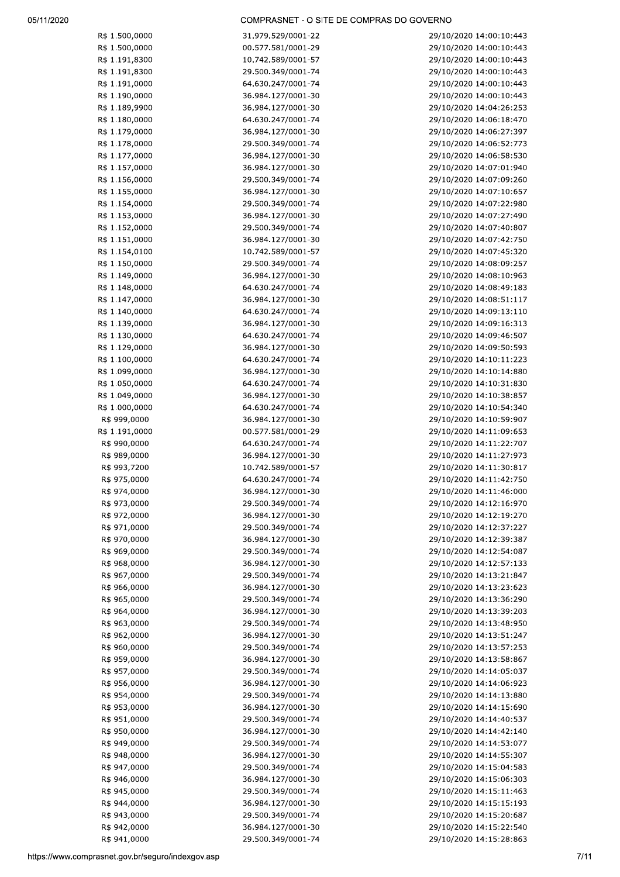| | | |
|---|---|---|
| R$ 1.500,0000 | 31.979.529/0001-22 | 29/10/2020 14:00:10:443 |
| R$ 1.500,0000 | 00.577.581/0001-29 | 29/10/2020 14:00:10:443 |
| R$ 1.191,8300 | 10.742.589/0001-57 | 29/10/2020 14:00:10:443 |
| R$ 1.191,8300 | 29.500.349/0001-74 | 29/10/2020 14:00:10:443 |
| R$ 1.191,0000 | 64.630.247/0001-74 | 29/10/2020 14:00:10:443 |
| R$ 1.190,0000 | 36.984.127/0001-30 | 29/10/2020 14:00:10:443 |
| R$ 1.189,9900 | 36.984.127/0001-30 | 29/10/2020 14:04:26:253 |
| R$ 1.180,0000 | 64.630.247/0001-74 | 29/10/2020 14:06:18:470 |
| R$ 1.179,0000 | 36.984.127/0001-30 | 29/10/2020 14:06:27:397 |
| R$ 1.178,0000 | 29.500.349/0001-74 | 29/10/2020 14:06:52:773 |
| R$ 1.177,0000 | 36.984.127/0001-30 | 29/10/2020 14:06:58:530 |
| R$ 1.157,0000 | 36.984.127/0001-30 | 29/10/2020 14:07:01:940 |
| R$ 1.156,0000 | 29.500.349/0001-74 | 29/10/2020 14:07:09:260 |
| R$ 1.155,0000 | 36.984.127/0001-30 | 29/10/2020 14:07:10:657 |
| R$ 1.154,0000 | 29.500.349/0001-74 | 29/10/2020 14:07:22:980 |
| R$ 1.153,0000 | 36.984.127/0001-30 | 29/10/2020 14:07:27:490 |
| R$ 1.152,0000 | 29.500.349/0001-74 | 29/10/2020 14:07:40:807 |
| R$ 1.151,0000 | 36.984.127/0001-30 | 29/10/2020 14:07:42:750 |
| R$ 1.154,0100 | 10.742.589/0001-57 | 29/10/2020 14:07:45:320 |
| R$ 1.150,0000 | 29.500.349/0001-74 | 29/10/2020 14:08:09:257 |
| R$ 1.149,0000 | 36.984.127/0001-30 | 29/10/2020 14:08:10:963 |
| R$ 1.148,0000 | 64.630.247/0001-74 | 29/10/2020 14:08:49:183 |
| R$ 1.147,0000 | 36.984.127/0001-30 | 29/10/2020 14:08:51:117 |
| R$ 1.140,0000 | 64.630.247/0001-74 | 29/10/2020 14:09:13:110 |
| R$ 1.139,0000 | 36.984.127/0001-30 | 29/10/2020 14:09:16:313 |
| R$ 1.130,0000 | 64.630.247/0001-74 | 29/10/2020 14:09:46:507 |
| R$ 1.129,0000 | 36.984.127/0001-30 | 29/10/2020 14:09:50:593 |
| R$ 1.100,0000 | 64.630.247/0001-74 | 29/10/2020 14:10:11:223 |
| R$ 1.099,0000 | 36.984.127/0001-30 | 29/10/2020 14:10:14:880 |
| R$ 1.050,0000 | 64.630.247/0001-74 | 29/10/2020 14:10:31:830 |
| R$ 1.049,0000 | 36.984.127/0001-30 | 29/10/2020 14:10:38:857 |
| R$ 1.000,0000 | 64.630.247/0001-74 | 29/10/2020 14:10:54:340 |
| R$ 999,0000 | 36.984.127/0001-30 | 29/10/2020 14:10:59:907 |
| R$ 1.191,0000 | 00.577.581/0001-29 | 29/10/2020 14:11:09:653 |
| R$ 990,0000 | 64.630.247/0001-74 | 29/10/2020 14:11:22:707 |
| R$ 989,0000 | 36.984.127/0001-30 | 29/10/2020 14:11:27:973 |
| R$ 993,7200 | 10.742.589/0001-57 | 29/10/2020 14:11:30:817 |
| R$ 975,0000 | 64.630.247/0001-74 | 29/10/2020 14:11:42:750 |
| R$ 974,0000 | 36.984.127/0001-30 | 29/10/2020 14:11:46:000 |
| R$ 973,0000 | 29.500.349/0001-74 | 29/10/2020 14:12:16:970 |
| R$ 972,0000 | 36.984.127/0001-30 | 29/10/2020 14:12:19:270 |
| R$ 971,0000 | 29.500.349/0001-74 | 29/10/2020 14:12:37:227 |
| R$ 970,0000 | 36.984.127/0001-30 | 29/10/2020 14:12:39:387 |
| R$ 969,0000 | 29.500.349/0001-74 | 29/10/2020 14:12:54:087 |
| R$ 968,0000 | 36.984.127/0001-30 | 29/10/2020 14:12:57:133 |
| R$ 967,0000 | 29.500.349/0001-74 | 29/10/2020 14:13:21:847 |
| R$ 966,0000 | 36.984.127/0001-30 | 29/10/2020 14:13:23:623 |
| R$ 965,0000 | 29.500.349/0001-74 | 29/10/2020 14:13:36:290 |
| R$ 964,0000 | 36.984.127/0001-30 | 29/10/2020 14:13:39:203 |
| R$ 963,0000 | 29.500.349/0001-74 | 29/10/2020 14:13:48:950 |
| R$ 962,0000 | 36.984.127/0001-30 | 29/10/2020 14:13:51:247 |
| R$ 960,0000 | 29.500.349/0001-74 | 29/10/2020 14:13:57:253 |
| R$ 959,0000 | 36.984.127/0001-30 | 29/10/2020 14:13:58:867 |
| R$ 957,0000 | 29.500.349/0001-74 | 29/10/2020 14:14:05:037 |
| R$ 956,0000 | 36.984.127/0001-30 | 29/10/2020 14:14:06:923 |
| R$ 954,0000 | 29.500.349/0001-74 | 29/10/2020 14:14:13:880 |
| R$ 953,0000 | 36.984.127/0001-30 | 29/10/2020 14:14:15:690 |
| R$ 951,0000 | 29.500.349/0001-74 | 29/10/2020 14:14:40:537 |
| R$ 950,0000 | 36.984.127/0001-30 | 29/10/2020 14:14:42:140 |
| R$ 949,0000 | 29.500.349/0001-74 | 29/10/2020 14:14:53:077 |
| R$ 948,0000 | 36.984.127/0001-30 | 29/10/2020 14:14:55:307 |
| R$ 947,0000 | 29.500.349/0001-74 | 29/10/2020 14:15:04:583 |
| R$ 946,0000 | 36.984.127/0001-30 | 29/10/2020 14:15:06:303 |
| R$ 945,0000 | 29.500.349/0001-74 | 29/10/2020 14:15:11:463 |
| R$ 944,0000 | 36.984.127/0001-30 | 29/10/2020 14:15:15:193 |
| R$ 943,0000 | 29.500.349/0001-74 | 29/10/2020 14:15:20:687 |
| R$ 942,0000 | 36.984.127/0001-30 | 29/10/2020 14:15:22:540 |
| R$ 941,0000 | 29.500.349/0001-74 | 29/10/2020 14:15:28:863 |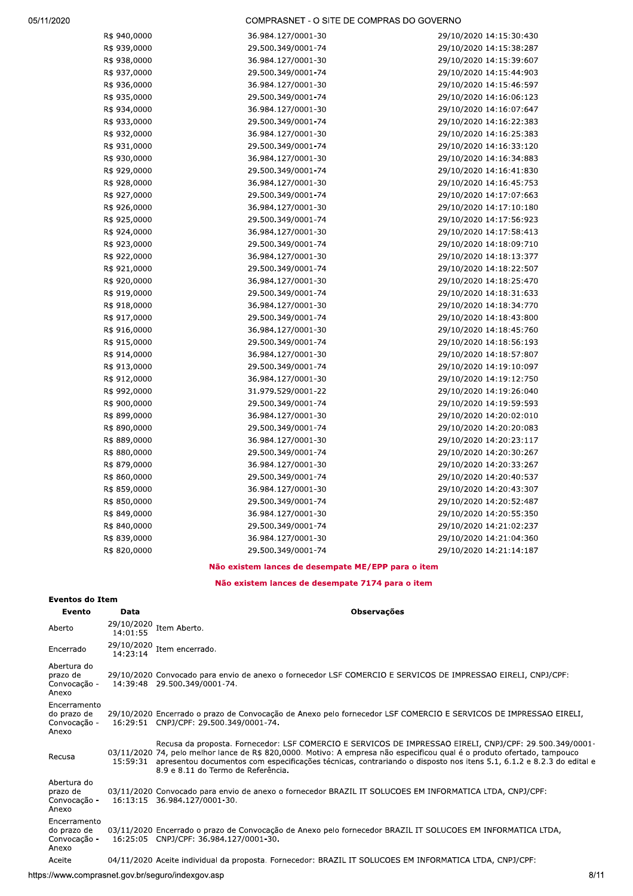| | | |
|---|---|---|
| R$ 940,0000 | 36.984.127/0001-30 | 29/10/2020 14:15:30:430 |
| R$ 939,0000 | 29.500.349/0001-74 | 29/10/2020 14:15:38:287 |
| R$ 938,0000 | 36.984.127/0001-30 | 29/10/2020 14:15:39:607 |
| R$ 937,0000 | 29.500.349/0001-74 | 29/10/2020 14:15:44:903 |
| R$ 936,0000 | 36.984.127/0001-30 | 29/10/2020 14:15:46:597 |
| R$ 935,0000 | 29.500.349/0001-74 | 29/10/2020 14:16:06:123 |
| R$ 934,0000 | 36.984.127/0001-30 | 29/10/2020 14:16:07:647 |
| R$ 933,0000 | 29.500.349/0001-74 | 29/10/2020 14:16:22:383 |
| R$ 932,0000 | 36.984.127/0001-30 | 29/10/2020 14:16:25:383 |
| R$ 931,0000 | 29.500.349/0001-74 | 29/10/2020 14:16:33:120 |
| R$ 930,0000 | 36.984.127/0001-30 | 29/10/2020 14:16:34:883 |
| R$ 929,0000 | 29.500.349/0001-74 | 29/10/2020 14:16:41:830 |
| R$ 928,0000 | 36.984.127/0001-30 | 29/10/2020 14:16:45:753 |
| R$ 927,0000 | 29.500.349/0001-74 | 29/10/2020 14:17:07:663 |
| R$ 926,0000 | 36.984.127/0001-30 | 29/10/2020 14:17:10:180 |
| R$ 925,0000 | 29.500.349/0001-74 | 29/10/2020 14:17:56:923 |
| R$ 924,0000 | 36.984.127/0001-30 | 29/10/2020 14:17:58:413 |
| R$ 923,0000 | 29.500.349/0001-74 | 29/10/2020 14:18:09:710 |
| R$ 922,0000 | 36.984.127/0001-30 | 29/10/2020 14:18:13:377 |
| R$ 921,0000 | 29.500.349/0001-74 | 29/10/2020 14:18:22:507 |
| R$ 920,0000 | 36.984.127/0001-30 | 29/10/2020 14:18:25:470 |
| R$ 919,0000 | 29.500.349/0001-74 | 29/10/2020 14:18:31:633 |
| R$ 918,0000 | 36.984.127/0001-30 | 29/10/2020 14:18:34:770 |
| R$ 917,0000 | 29.500.349/0001-74 | 29/10/2020 14:18:43:800 |
| R$ 916,0000 | 36.984.127/0001-30 | 29/10/2020 14:18:45:760 |
| R$ 915,0000 | 29.500.349/0001-74 | 29/10/2020 14:18:56:193 |
| R$ 914,0000 | 36.984.127/0001-30 | 29/10/2020 14:18:57:807 |
| R$ 913,0000 | 29.500.349/0001-74 | 29/10/2020 14:19:10:097 |
| R$ 912,0000 | 36.984.127/0001-30 | 29/10/2020 14:19:12:750 |
| R$ 992,0000 | 31.979.529/0001-22 | 29/10/2020 14:19:26:040 |
| R$ 900,0000 | 29.500.349/0001-74 | 29/10/2020 14:19:59:593 |
| R$ 899,0000 | 36.984.127/0001-30 | 29/10/2020 14:20:02:010 |
| R$ 890,0000 | 29.500.349/0001-74 | 29/10/2020 14:20:20:083 |
| R$ 889,0000 | 36.984.127/0001-30 | 29/10/2020 14:20:23:117 |
| R$ 880,0000 | 29.500.349/0001-74 | 29/10/2020 14:20:30:267 |
| R$ 879,0000 | 36.984.127/0001-30 | 29/10/2020 14:20:33:267 |
| R$ 860,0000 | 29.500.349/0001-74 | 29/10/2020 14:20:40:537 |
| R$ 859,0000 | 36.984.127/0001-30 | 29/10/2020 14:20:43:307 |
| R$ 850,0000 | 29.500.349/0001-74 | 29/10/2020 14:20:52:487 |
| R$ 849,0000 | 36.984.127/0001-30 | 29/10/2020 14:20:55:350 |
| R$ 840,0000 | 29.500.349/0001-74 | 29/10/2020 14:21:02:237 |
| R$ 839,0000 | 36.984.127/0001-30 | 29/10/2020 14:21:04:360 |
| R$ 820,0000 | 29.500.349/0001-74 | 29/10/2020 14:21:14:187 |

**Não existem lances de desempate ME/EPP para o item**

**Não existem lances de desempate 7174 para o item**

**Eventos do Item**

| Evento | Data | Observações |
|---|---|---|
| Aberto | 29/10/2020 14:01:55 | Item Aberto. |
| Encerrado | 29/10/2020 14:23:14 | Item encerrado. |
| Abertura do prazo de Convocação - Anexo | 29/10/2020 14:39:48 | Convocado para envio de anexo o fornecedor LSF COMERCIO E SERVICOS DE IMPRESSAO EIRELI, CNPJ/CPF: 29.500.349/0001-74. |
| Encerramento do prazo de Convocação - Anexo | 29/10/2020 16:29:51 | Encerrado o prazo de Convocação de Anexo pelo fornecedor LSF COMERCIO E SERVICOS DE IMPRESSAO EIRELI, CNPJ/CPF: 29.500.349/0001-74. |
| Recusa | 03/11/2020 15:59:31 | Recusa da proposta. Fornecedor: LSF COMERCIO E SERVICOS DE IMPRESSAO EIRELI, CNPJ/CPF: 29.500.349/0001-74, pelo melhor lance de R$ 820,0000. Motivo: A empresa não especificou qual é o produto ofertado, tampouco apresentou documentos com especificações técnicas, contrariando o disposto nos itens 5.1, 6.1.2 e 8.2.3 do edital e 8.9 e 8.11 do Termo de Referência. |
| Abertura do prazo de Convocação - Anexo | 03/11/2020 16:13:15 | Convocado para envio de anexo o fornecedor BRAZIL IT SOLUCOES EM INFORMATICA LTDA, CNPJ/CPF: 36.984.127/0001-30. |
| Encerramento do prazo de Convocação - Anexo | 03/11/2020 16:25:05 | Encerrado o prazo de Convocação de Anexo pelo fornecedor BRAZIL IT SOLUCOES EM INFORMATICA LTDA, CNPJ/CPF: 36.984.127/0001-30. |
| Aceite | 04/11/2020 | Aceite individual da proposta. Fornecedor: BRAZIL IT SOLUCOES EM INFORMATICA LTDA, CNPJ/CPF: |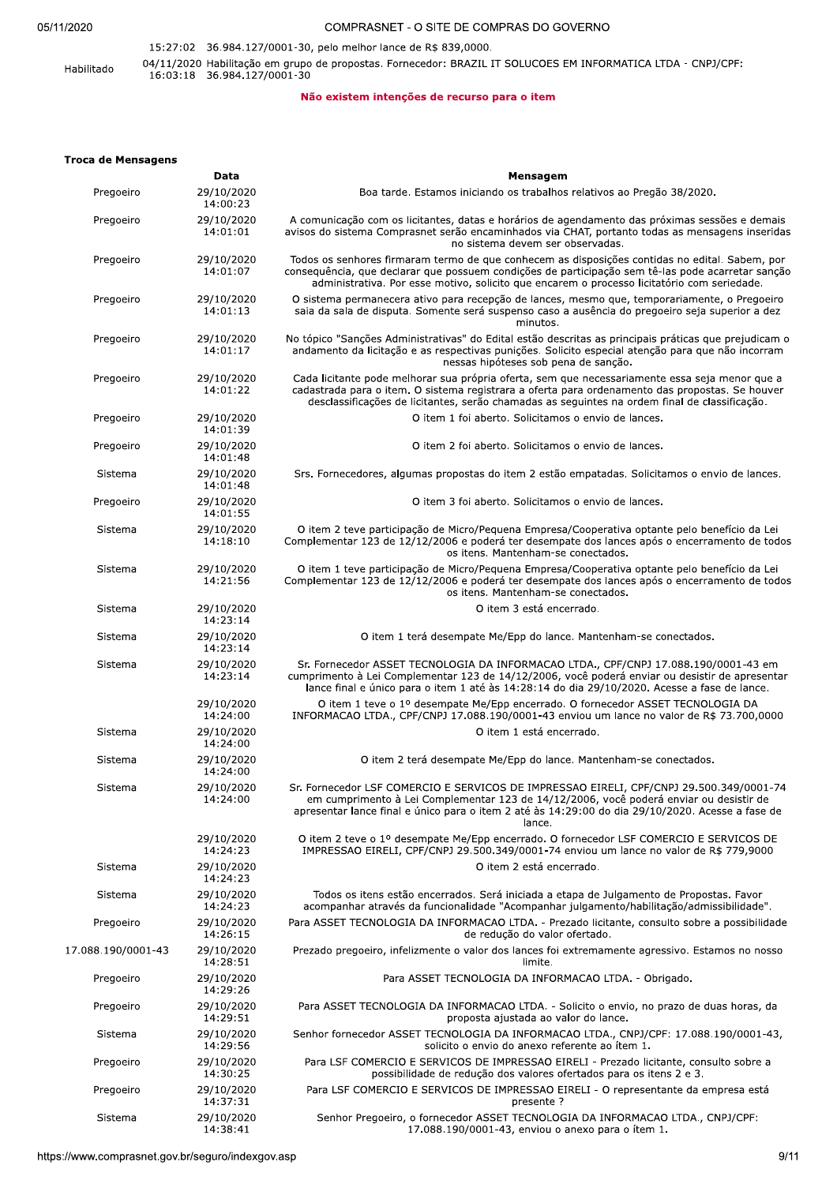|  | 15:27:02 | 36.984.127/0001-30, pelo melhor lance de R$ 839,0000. |
|---|---|---|
| Habilitado | 04/11/2020 16:03:18 | Habilitação em grupo de propostas. Fornecedor: BRAZIL IT SOLUCOES EM INFORMATICA LTDA - CNPJ/CPF: 36.984.127/0001-30 |

**Não existem intenções de recurso para o item**

### Troca de Mensagens

|  | Data | Mensagem |
|---|---|---|
| Pregoeiro | 29/10/2020 14:00:23 | Boa tarde. Estamos iniciando os trabalhos relativos ao Pregão 38/2020. |
| Pregoeiro | 29/10/2020 14:01:01 | A comunicação com os licitantes, datas e horários de agendamento das próximas sessões e demais avisos do sistema Comprasnet serão encaminhados via CHAT, portanto todas as mensagens inseridas no sistema devem ser observadas. |
| Pregoeiro | 29/10/2020 14:01:07 | Todos os senhores firmaram termo de que conhecem as disposições contidas no edital. Sabem, por consequência, que declarar que possuem condições de participação sem tê-las pode acarretar sanção administrativa. Por esse motivo, solicito que encarem o processo licitatório com seriedade. |
| Pregoeiro | 29/10/2020 14:01:13 | O sistema permanecera ativo para recepção de lances, mesmo que, temporariamente, o Pregoeiro saia da sala de disputa. Somente será suspenso caso a ausência do pregoeiro seja superior a dez minutos. |
| Pregoeiro | 29/10/2020 14:01:17 | No tópico "Sanções Administrativas" do Edital estão descritas as principais práticas que prejudicam o andamento da licitação e as respectivas punições. Solicito especial atenção para que não incorram nessas hipóteses sob pena de sanção. |
| Pregoeiro | 29/10/2020 14:01:22 | Cada licitante pode melhorar sua própria oferta, sem que necessariamente essa seja menor que a cadastrada para o item. O sistema registrará a oferta para ordenamento das propostas. Se houver desclassificações de licitantes, serão chamadas as seguintes na ordem final de classificação. |
| Pregoeiro | 29/10/2020 14:01:39 | O item 1 foi aberto. Solicitamos o envio de lances. |
| Pregoeiro | 29/10/2020 14:01:48 | O item 2 foi aberto. Solicitamos o envio de lances. |
| Sistema | 29/10/2020 14:01:48 | Srs. Fornecedores, algumas propostas do item 2 estão empatadas. Solicitamos o envio de lances. |
| Pregoeiro | 29/10/2020 14:01:55 | O item 3 foi aberto. Solicitamos o envio de lances. |
| Sistema | 29/10/2020 14:18:10 | O item 2 teve participação de Micro/Pequena Empresa/Cooperativa optante pelo benefício da Lei Complementar 123 de 12/12/2006 e poderá ter desempate dos lances após o encerramento de todos os itens. Mantenham-se conectados. |
| Sistema | 29/10/2020 14:21:56 | O item 1 teve participação de Micro/Pequena Empresa/Cooperativa optante pelo benefício da Lei Complementar 123 de 12/12/2006 e poderá ter desempate dos lances após o encerramento de todos os itens. Mantenham-se conectados. |
| Sistema | 29/10/2020 14:23:14 | O item 3 está encerrado. |
| Sistema | 29/10/2020 14:23:14 | O item 1 terá desempate Me/Epp do lance. Mantenham-se conectados. |
| Sistema | 29/10/2020 14:23:14 | Sr. Fornecedor ASSET TECNOLOGIA DA INFORMACAO LTDA., CPF/CNPJ 17.088.190/0001-43 em cumprimento à Lei Complementar 123 de 14/12/2006, você poderá enviar ou desistir de apresentar lance final e único para o item 1 até às 14:28:14 do dia 29/10/2020. Acesse a fase de lance. |
|  | 29/10/2020 14:24:00 | O item 1 teve o 1º desempate Me/Epp encerrado. O fornecedor ASSET TECNOLOGIA DA INFORMACAO LTDA., CPF/CNPJ 17.088.190/0001-43 enviou um lance no valor de R$ 73.700,0000 |
| Sistema | 29/10/2020 14:24:00 | O item 1 está encerrado. |
| Sistema | 29/10/2020 14:24:00 | O item 2 terá desempate Me/Epp do lance. Mantenham-se conectados. |
| Sistema | 29/10/2020 14:24:00 | Sr. Fornecedor LSF COMERCIO E SERVICOS DE IMPRESSAO EIRELI, CPF/CNPJ 29.500.349/0001-74 em cumprimento à Lei Complementar 123 de 14/12/2006, você poderá enviar ou desistir de apresentar lance final e único para o item 2 até às 14:29:00 do dia 29/10/2020. Acesse a fase de lance. |
|  | 29/10/2020 14:24:23 | O item 2 teve o 1º desempate Me/Epp encerrado. O fornecedor LSF COMERCIO E SERVICOS DE IMPRESSAO EIRELI, CPF/CNPJ 29.500.349/0001-74 enviou um lance no valor de R$ 779,9000 |
| Sistema | 29/10/2020 14:24:23 | O item 2 está encerrado. |
| Sistema | 29/10/2020 14:24:23 | Todos os itens estão encerrados. Será iniciada a etapa de Julgamento de Propostas. Favor acompanhar através da funcionalidade "Acompanhar julgamento/habilitação/admissibilidade". |
| Pregoeiro | 29/10/2020 14:26:15 | Para ASSET TECNOLOGIA DA INFORMACAO LTDA. - Prezado licitante, consulto sobre a possibilidade de redução do valor ofertado. |
| 17.088.190/0001-43 | 29/10/2020 14:28:51 | Prezado pregoeiro, infelizmente o valor dos lances foi extremamente agressivo. Estamos no nosso limite. |
| Pregoeiro | 29/10/2020 14:29:26 | Para ASSET TECNOLOGIA DA INFORMACAO LTDA. - Obrigado. |
| Pregoeiro | 29/10/2020 14:29:51 | Para ASSET TECNOLOGIA DA INFORMACAO LTDA. - Solicito o envio, no prazo de duas horas, da proposta ajustada ao valor do lance. |
| Sistema | 29/10/2020 14:29:56 | Senhor fornecedor ASSET TECNOLOGIA DA INFORMACAO LTDA., CNPJ/CPF: 17.088.190/0001-43, solicito o envio do anexo referente ao ítem 1. |
| Pregoeiro | 29/10/2020 14:30:25 | Para LSF COMERCIO E SERVICOS DE IMPRESSAO EIRELI - Prezado licitante, consulto sobre a possibilidade de redução dos valores ofertados para os itens 2 e 3. |
| Pregoeiro | 29/10/2020 14:37:31 | Para LSF COMERCIO E SERVICOS DE IMPRESSAO EIRELI - O representante da empresa está presente ? |
| Sistema | 29/10/2020 14:38:41 | Senhor Pregoeiro, o fornecedor ASSET TECNOLOGIA DA INFORMACAO LTDA., CNPJ/CPF: 17.088.190/0001-43, enviou o anexo para o ítem 1. |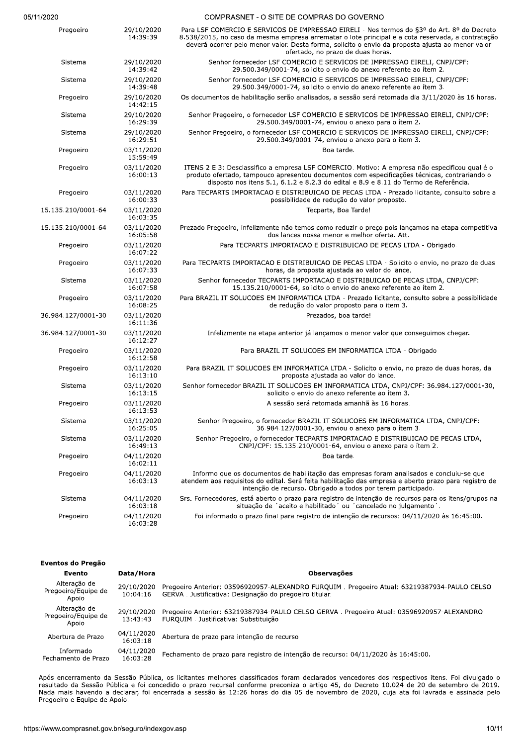| | | |
|---|---|---|
| Pregoeiro | 29/10/2020 14:39:39 | Para LSF COMERCIO E SERVICOS DE IMPRESSAO EIRELI - Nos termos do §3º do Art. 8º do Decreto 8.538/2015, no caso da mesma empresa arrematar o lote principal e a cota reservada, a contratação deverá ocorrer pelo menor valor. Desta forma, solicito o envio da proposta ajusta ao menor valor ofertado, no prazo de duas horas. |
| Sistema | 29/10/2020 14:39:42 | Senhor fornecedor LSF COMERCIO E SERVICOS DE IMPRESSAO EIRELI, CNPJ/CPF: 29.500.349/0001-74, solicito o envio do anexo referente ao ítem 2. |
| Sistema | 29/10/2020 14:39:48 | Senhor fornecedor LSF COMERCIO E SERVICOS DE IMPRESSAO EIRELI, CNPJ/CPF: 29.500.349/0001-74, solicito o envio do anexo referente ao ítem 3. |
| Pregoeiro | 29/10/2020 14:42:15 | Os documentos de habilitação serão analisados, a sessão será retomada dia 3/11/2020 às 16 horas. |
| Sistema | 29/10/2020 16:29:39 | Senhor Pregoeiro, o fornecedor LSF COMERCIO E SERVICOS DE IMPRESSAO EIRELI, CNPJ/CPF: 29.500.349/0001-74, enviou o anexo para o ítem 2. |
| Sistema | 29/10/2020 16:29:51 | Senhor Pregoeiro, o fornecedor LSF COMERCIO E SERVICOS DE IMPRESSAO EIRELI, CNPJ/CPF: 29.500.349/0001-74, enviou o anexo para o ítem 3. |
| Pregoeiro | 03/11/2020 15:59:49 | Boa tarde. |
| Pregoeiro | 03/11/2020 16:00:13 | ITENS 2 E 3: Desclassifico a empresa LSF COMERCIO. Motivo: A empresa não especificou qual é o produto ofertado, tampouco apresentou documentos com especificações técnicas, contrariando o disposto nos itens 5.1, 6.1.2 e 8.2.3 do edital e 8.9 e 8.11 do Termo de Referência. |
| Pregoeiro | 03/11/2020 16:00:33 | Para TECPARTS IMPORTACAO E DISTRIBUICAO DE PECAS LTDA - Prezado licitante, consulto sobre a possibilidade de redução do valor proposto. |
| 15.135.210/0001-64 | 03/11/2020 16:03:35 | Tecparts, Boa Tarde! |
| 15.135.210/0001-64 | 03/11/2020 16:05:58 | Prezado Pregoeiro, infelizmente não temos como reduzir o preço pois lançamos na etapa competitiva dos lances nossa menor e melhor oferta. Att. |
| Pregoeiro | 03/11/2020 16:07:22 | Para TECPARTS IMPORTACAO E DISTRIBUICAO DE PECAS LTDA - Obrigado. |
| Pregoeiro | 03/11/2020 16:07:33 | Para TECPARTS IMPORTACAO E DISTRIBUICAO DE PECAS LTDA - Solicito o envio, no prazo de duas horas, da proposta ajustada ao valor do lance. |
| Sistema | 03/11/2020 16:07:58 | Senhor fornecedor TECPARTS IMPORTACAO E DISTRIBUICAO DE PECAS LTDA, CNPJ/CPF: 15.135.210/0001-64, solicito o envio do anexo referente ao ítem 2. |
| Pregoeiro | 03/11/2020 16:08:25 | Para BRAZIL IT SOLUCOES EM INFORMATICA LTDA - Prezado licitante, consulto sobre a possibilidade de redução do valor proposto para o item 3. |
| 36.984.127/0001-30 | 03/11/2020 16:11:36 | Prezados, boa tarde! |
| 36.984.127/0001-30 | 03/11/2020 16:12:27 | Infelizmente na etapa anterior já lançamos o menor valor que conseguimos chegar. |
| Pregoeiro | 03/11/2020 16:12:58 | Para BRAZIL IT SOLUCOES EM INFORMATICA LTDA - Obrigado |
| Pregoeiro | 03/11/2020 16:13:10 | Para BRAZIL IT SOLUCOES EM INFORMATICA LTDA - Solicito o envio, no prazo de duas horas, da proposta ajustada ao valor do lance. |
| Sistema | 03/11/2020 16:13:15 | Senhor fornecedor BRAZIL IT SOLUCOES EM INFORMATICA LTDA, CNPJ/CPF: 36.984.127/0001-30, solicito o envio do anexo referente ao ítem 3. |
| Pregoeiro | 03/11/2020 16:13:53 | A sessão será retomada amanhã às 16 horas. |
| Sistema | 03/11/2020 16:25:05 | Senhor Pregoeiro, o fornecedor BRAZIL IT SOLUCOES EM INFORMATICA LTDA, CNPJ/CPF: 36.984.127/0001-30, enviou o anexo para o ítem 3. |
| Sistema | 03/11/2020 16:49:13 | Senhor Pregoeiro, o fornecedor TECPARTS IMPORTACAO E DISTRIBUICAO DE PECAS LTDA, CNPJ/CPF: 15.135.210/0001-64, enviou o anexo para o ítem 2. |
| Pregoeiro | 04/11/2020 16:02:11 | Boa tarde. |
| Pregoeiro | 04/11/2020 16:03:13 | Informo que os documentos de habilitação das empresas foram analisados e concluiu-se que atendem aos requisitos do edital. Será feita habilitação das empresa e aberto prazo para registro de intenção de recurso. Obrigado a todos por terem participado. |
| Sistema | 04/11/2020 16:03:18 | Srs. Fornecedores, está aberto o prazo para registro de intenção de recursos para os itens/grupos na situação de ´aceito e habilitado´ ou ´cancelado no julgamento´. |
| Pregoeiro | 04/11/2020 16:03:28 | Foi informado o prazo final para registro de intenção de recursos: 04/11/2020 às 16:45:00. |

**Eventos do Pregão**

| Evento | Data/Hora | Observações |
|---|---|---|
| Alteração de Pregoeiro/Equipe de Apoio | 29/10/2020 10:04:16 | Pregoeiro Anterior: 03596920957-ALEXANDRO FURQUIM . Pregoeiro Atual: 63219387934-PAULO CELSO GERVA . Justificativa: Designação do pregoeiro titular. |
| Alteração de Pregoeiro/Equipe de Apoio | 29/10/2020 13:43:43 | Pregoeiro Anterior: 63219387934-PAULO CELSO GERVA . Pregoeiro Atual: 03596920957-ALEXANDRO FURQUIM . Justificativa: Substituição |
| Abertura de Prazo | 04/11/2020 16:03:18 | Abertura de prazo para intenção de recurso |
| Informado Fechamento de Prazo | 04/11/2020 16:03:28 | Fechamento de prazo para registro de intenção de recurso: 04/11/2020 às 16:45:00. |

Após encerramento da Sessão Pública, os licitantes melhores classificados foram declarados vencedores dos respectivos itens. Foi divulgado o resultado da Sessão Pública e foi concedido o prazo recursal conforme preconiza o artigo 45, do Decreto 10.024 de 20 de setembro de 2019. Nada mais havendo a declarar, foi encerrada a sessão às 12:26 horas do dia 05 de novembro de 2020, cuja ata foi lavrada e assinada pelo Pregoeiro e Equipe de Apoio.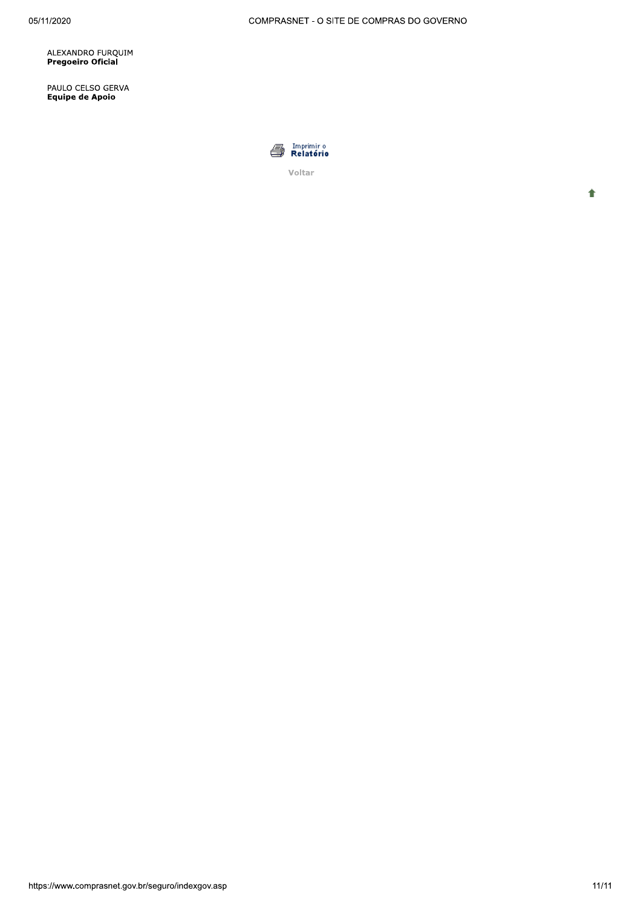ALEXANDRO FURQUIM
**Pregoeiro Oficial**

PAULO CELSO GERVA
**Equipe de Apoio**

Imprimir o **Relatório**

Voltar